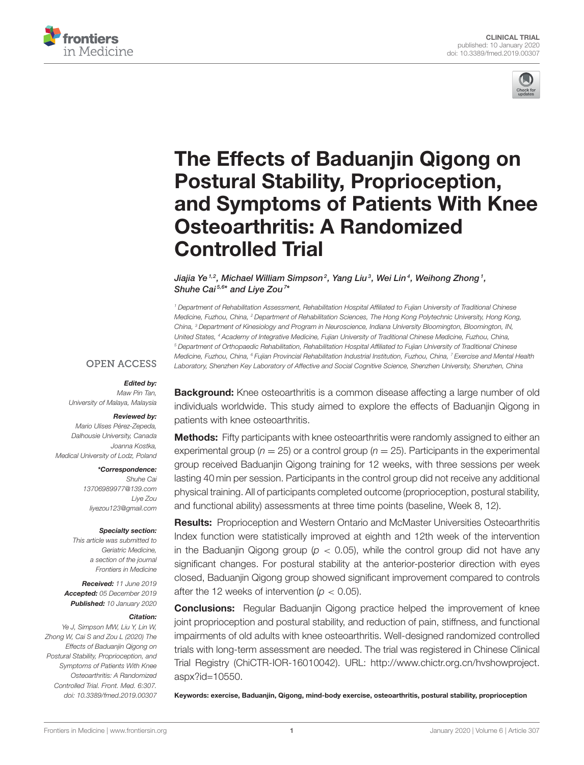CLINICAL TRIAL
published: 10 January 2020
doi: 10.3389/fmed.2019.00307

# The Effects of Baduanjin Qigong on Postural Stability, Proprioception, and Symptoms of Patients With Knee Osteoarthritis: A Randomized Controlled Trial

*Jiajia Ye[1,2], Michael William Simpson[2], Yang Liu[3], Wei Lin[4], Weihong Zhong[1], Shuhe Cai[5,6]* and Liye Zou[7]**

[1] Department of Rehabilitation Assessment, Rehabilitation Hospital Affiliated to Fujian University of Traditional Chinese Medicine, Fuzhou, China, [2] Department of Rehabilitation Sciences, The Hong Kong Polytechnic University, Hong Kong, China, [3] Department of Kinesiology and Program in Neuroscience, Indiana University Bloomington, Bloomington, IN, United States, [4] Academy of Integrative Medicine, Fujian University of Traditional Chinese Medicine, Fuzhou, China, [5] Department of Orthopaedic Rehabilitation, Rehabilitation Hospital Affiliated to Fujian University of Traditional Chinese Medicine, Fuzhou, China, [6] Fujian Provincial Rehabilitation Industrial Institution, Fuzhou, China, [7] Exercise and Mental Health Laboratory, Shenzhen Key Laboratory of Affective and Social Cognitive Science, Shenzhen University, Shenzhen, China

OPEN ACCESS

***Edited by:***
Maw Pin Tan,
University of Malaya, Malaysia

***Reviewed by:***
Mario Ulises Pérez-Zepeda,
Dalhousie University, Canada
Joanna Kostka,
Medical University of Lodz, Poland

***\*Correspondence:***
Shuhe Cai
13706989977@139.com
Liye Zou
liyezou123@gmail.com

***Specialty section:***
This article was submitted to
Geriatric Medicine,
a section of the journal
Frontiers in Medicine

***Received:*** 11 June 2019
***Accepted:*** 05 December 2019
***Published:*** 10 January 2020

***Citation:***
Ye J, Simpson MW, Liu Y, Lin W, Zhong W, Cai S and Zou L (2020) The Effects of Baduanjin Qigong on Postural Stability, Proprioception, and Symptoms of Patients With Knee Osteoarthritis: A Randomized Controlled Trial. Front. Med. 6:307. doi: 10.3389/fmed.2019.00307

**Background:** Knee osteoarthritis is a common disease affecting a large number of old individuals worldwide. This study aimed to explore the effects of Baduanjin Qigong in patients with knee osteoarthritis.

**Methods:** Fifty participants with knee osteoarthritis were randomly assigned to either an experimental group ($n = 25$) or a control group ($n = 25$). Participants in the experimental group received Baduanjin Qigong training for 12 weeks, with three sessions per week lasting 40 min per session. Participants in the control group did not receive any additional physical training. All of participants completed outcome (proprioception, postural stability, and functional ability) assessments at three time points (baseline, Week 8, 12).

**Results:** Proprioception and Western Ontario and McMaster Universities Osteoarthritis Index function were statistically improved at eighth and 12th week of the intervention in the Baduanjin Qigong group ($p < 0.05$), while the control group did not have any significant changes. For postural stability at the anterior-posterior direction with eyes closed, Baduanjin Qigong group showed significant improvement compared to controls after the 12 weeks of intervention ($p < 0.05$).

**Conclusions:** Regular Baduanjin Qigong practice helped the improvement of knee joint proprioception and postural stability, and reduction of pain, stiffness, and functional impairments of old adults with knee osteoarthritis. Well-designed randomized controlled trials with long-term assessment are needed. The trial was registered in Chinese Clinical Trial Registry (ChiCTR-IOR-16010042). URL: http://www.chictr.org.cn/hvshowproject.aspx?id=10550.

**Keywords: exercise, Baduanjin, Qigong, mind-body exercise, osteoarthritis, postural stability, proprioception**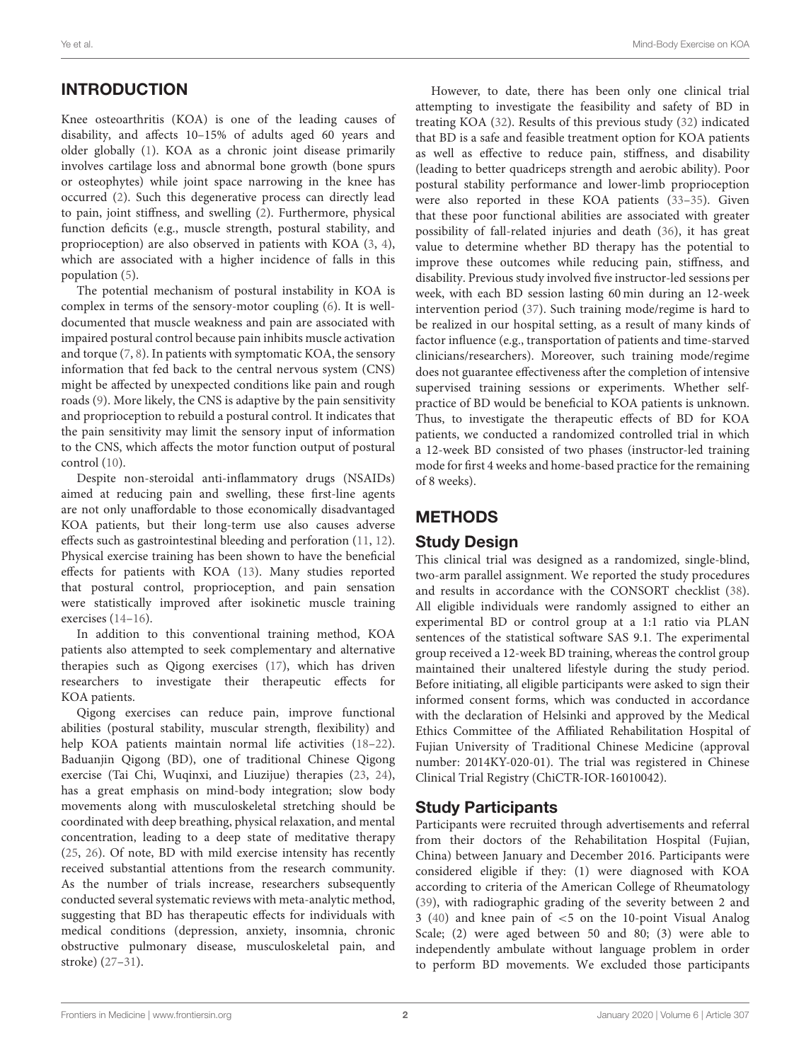## INTRODUCTION

Knee osteoarthritis (KOA) is one of the leading causes of disability, and affects 10–15% of adults aged 60 years and older globally (1). KOA as a chronic joint disease primarily involves cartilage loss and abnormal bone growth (bone spurs or osteophytes) while joint space narrowing in the knee has occurred (2). Such this degenerative process can directly lead to pain, joint stiffness, and swelling (2). Furthermore, physical function deficits (e.g., muscle strength, postural stability, and proprioception) are also observed in patients with KOA (3, 4), which are associated with a higher incidence of falls in this population (5).

The potential mechanism of postural instability in KOA is complex in terms of the sensory-motor coupling (6). It is well-documented that muscle weakness and pain are associated with impaired postural control because pain inhibits muscle activation and torque (7, 8). In patients with symptomatic KOA, the sensory information that fed back to the central nervous system (CNS) might be affected by unexpected conditions like pain and rough roads (9). More likely, the CNS is adaptive by the pain sensitivity and proprioception to rebuild a postural control. It indicates that the pain sensitivity may limit the sensory input of information to the CNS, which affects the motor function output of postural control (10).

Despite non-steroidal anti-inflammatory drugs (NSAIDs) aimed at reducing pain and swelling, these first-line agents are not only unaffordable to those economically disadvantaged KOA patients, but their long-term use also causes adverse effects such as gastrointestinal bleeding and perforation (11, 12). Physical exercise training has been shown to have the beneficial effects for patients with KOA (13). Many studies reported that postural control, proprioception, and pain sensation were statistically improved after isokinetic muscle training exercises (14–16).

In addition to this conventional training method, KOA patients also attempted to seek complementary and alternative therapies such as Qigong exercises (17), which has driven researchers to investigate their therapeutic effects for KOA patients.

Qigong exercises can reduce pain, improve functional abilities (postural stability, muscular strength, flexibility) and help KOA patients maintain normal life activities (18–22). Baduanjin Qigong (BD), one of traditional Chinese Qigong exercise (Tai Chi, Wuqinxi, and Liuzijue) therapies (23, 24), has a great emphasis on mind-body integration; slow body movements along with musculoskeletal stretching should be coordinated with deep breathing, physical relaxation, and mental concentration, leading to a deep state of meditative therapy (25, 26). Of note, BD with mild exercise intensity has recently received substantial attentions from the research community. As the number of trials increase, researchers subsequently conducted several systematic reviews with meta-analytic method, suggesting that BD has therapeutic effects for individuals with medical conditions (depression, anxiety, insomnia, chronic obstructive pulmonary disease, musculoskeletal pain, and stroke) (27–31).

However, to date, there has been only one clinical trial attempting to investigate the feasibility and safety of BD in treating KOA (32). Results of this previous study (32) indicated that BD is a safe and feasible treatment option for KOA patients as well as effective to reduce pain, stiffness, and disability (leading to better quadriceps strength and aerobic ability). Poor postural stability performance and lower-limb proprioception were also reported in these KOA patients (33–35). Given that these poor functional abilities are associated with greater possibility of fall-related injuries and death (36), it has great value to determine whether BD therapy has the potential to improve these outcomes while reducing pain, stiffness, and disability. Previous study involved five instructor-led sessions per week, with each BD session lasting 60 min during an 12-week intervention period (37). Such training mode/regime is hard to be realized in our hospital setting, as a result of many kinds of factor influence (e.g., transportation of patients and time-starved clinicians/researchers). Moreover, such training mode/regime does not guarantee effectiveness after the completion of intensive supervised training sessions or experiments. Whether self-practice of BD would be beneficial to KOA patients is unknown. Thus, to investigate the therapeutic effects of BD for KOA patients, we conducted a randomized controlled trial in which a 12-week BD consisted of two phases (instructor-led training mode for first 4 weeks and home-based practice for the remaining of 8 weeks).

## METHODS

### Study Design

This clinical trial was designed as a randomized, single-blind, two-arm parallel assignment. We reported the study procedures and results in accordance with the CONSORT checklist (38). All eligible individuals were randomly assigned to either an experimental BD or control group at a 1:1 ratio via PLAN sentences of the statistical software SAS 9.1. The experimental group received a 12-week BD training, whereas the control group maintained their unaltered lifestyle during the study period. Before initiating, all eligible participants were asked to sign their informed consent forms, which was conducted in accordance with the declaration of Helsinki and approved by the Medical Ethics Committee of the Affiliated Rehabilitation Hospital of Fujian University of Traditional Chinese Medicine (approval number: 2014KY-020-01). The trial was registered in Chinese Clinical Trial Registry (ChiCTR-IOR-16010042).

### Study Participants

Participants were recruited through advertisements and referral from their doctors of the Rehabilitation Hospital (Fujian, China) between January and December 2016. Participants were considered eligible if they: (1) were diagnosed with KOA according to criteria of the American College of Rheumatology (39), with radiographic grading of the severity between 2 and 3 (40) and knee pain of <5 on the 10-point Visual Analog Scale; (2) were aged between 50 and 80; (3) were able to independently ambulate without language problem in order to perform BD movements. We excluded those participants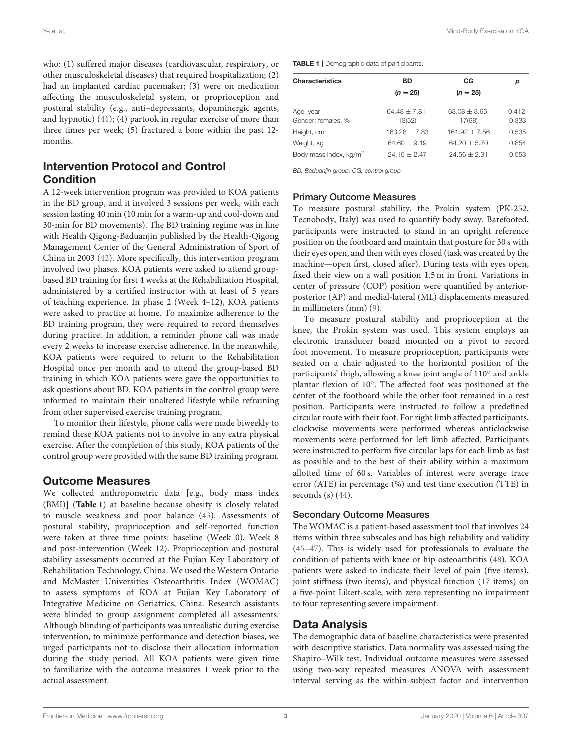who: (1) suffered major diseases (cardiovascular, respiratory, or other musculoskeletal diseases) that required hospitalization; (2) had an implanted cardiac pacemaker; (3) were on medication affecting the musculoskeletal system, or proprioception and postural stability (e.g., anti–depressants, dopaminergic agents, and hypnotic) (41); (4) partook in regular exercise of more than three times per week; (5) fractured a bone within the past 12-months.

## Intervention Protocol and Control Condition

A 12-week intervention program was provided to KOA patients in the BD group, and it involved 3 sessions per week, with each session lasting 40 min (10 min for a warm-up and cool-down and 30-min for BD movements). The BD training regime was in line with Health Qigong-Baduanjin published by the Health-Qigong Management Center of the General Administration of Sport of China in 2003 (42). More specifically, this intervention program involved two phases. KOA patients were asked to attend group-based BD training for first 4 weeks at the Rehabilitation Hospital, administered by a certified instructor with at least of 5 years of teaching experience. In phase 2 (Week 4–12), KOA patients were asked to practice at home. To maximize adherence to the BD training program, they were required to record themselves during practice. In addition, a reminder phone call was made every 2 weeks to increase exercise adherence. In the meanwhile, KOA patients were required to return to the Rehabilitation Hospital once per month and to attend the group-based BD training in which KOA patients were gave the opportunities to ask questions about BD. KOA patients in the control group were informed to maintain their unaltered lifestyle while refraining from other supervised exercise training program.

To monitor their lifestyle, phone calls were made biweekly to remind these KOA patients not to involve in any extra physical exercise. After the completion of this study, KOA patients of the control group were provided with the same BD training program.

## Outcome Measures

We collected anthropometric data [e.g., body mass index (BMI)] (**Table 1**) at baseline because obesity is closely related to muscle weakness and poor balance (43). Assessments of postural stability, proprioception and self-reported function were taken at three time points: baseline (Week 0), Week 8 and post-intervention (Week 12). Proprioception and postural stability assessments occurred at the Fujian Key Laboratory of Rehabilitation Technology, China. We used the Western Ontario and McMaster Universities Osteoarthritis Index (WOMAC) to assess symptoms of KOA at Fujian Key Laboratory of Integrative Medicine on Geriatrics, China. Research assistants were blinded to group assignment completed all assessments. Although blinding of participants was unrealistic during exercise intervention, to minimize performance and detection biases, we urged participants not to disclose their allocation information during the study period. All KOA patients were given time to familiarize with the outcome measures 1 week prior to the actual assessment.

**TABLE 1** | Demographic data of participants.

| Characteristics | BD ($n = 25$) | CG ($n = 25$) | $p$ |
|---|---|---|---|
| Age, year | 64.48 ± 7.81 | 63.08 ± 3.65 | 0.412 |
| Gender: females, % | 13(52) | 17(68) | 0.333 |
| Height, cm | 163.28 ± 7.83 | 161.92 ± 7.56 | 0.535 |
| Weight, kg | 64.60 ± 9.19 | 64.20 ± 5.70 | 0.854 |
| Body mass index, kg/m$^2$ | 24.15 ± 2.47 | 24.56 ± 2.31 | 0.553 |

*BD, Baduanjin group; CG, control group.*

### Primary Outcome Measures

To measure postural stability, the Prokin system (PK-252, Tecnobody, Italy) was used to quantify body sway. Barefooted, participants were instructed to stand in an upright reference position on the footboard and maintain that posture for 30 s with their eyes open, and then with eyes closed (task was created by the machine—open first, closed after). During tests with eyes open, fixed their view on a wall position 1.5 m in front. Variations in center of pressure (COP) position were quantified by anterior-posterior (AP) and medial-lateral (ML) displacements measured in millimeters (mm) (9).

To measure postural stability and proprioception at the knee, the Prokin system was used. This system employs an electronic transducer board mounted on a pivot to record foot movement. To measure proprioception, participants were seated on a chair adjusted to the horizontal position of the participants' thigh, allowing a knee joint angle of 110° and ankle plantar flexion of 10°. The affected foot was positioned at the center of the footboard while the other foot remained in a rest position. Participants were instructed to follow a predefined circular route with their foot. For right limb affected participants, clockwise movements were performed whereas anticlockwise movements were performed for left limb affected. Participants were instructed to perform five circular laps for each limb as fast as possible and to the best of their ability within a maximum allotted time of 60 s. Variables of interest were average trace error (ATE) in percentage (%) and test time execution (TTE) in seconds (s) (44).

### Secondary Outcome Measures

The WOMAC is a patient-based assessment tool that involves 24 items within three subscales and has high reliability and validity (45–47). This is widely used for professionals to evaluate the condition of patients with knee or hip osteoarthritis (48). KOA patients were asked to indicate their level of pain (five items), joint stiffness (two items), and physical function (17 items) on a five-point Likert-scale, with zero representing no impairment to four representing severe impairment.

## Data Analysis

The demographic data of baseline characteristics were presented with descriptive statistics. Data normality was assessed using the Shapiro–Wilk test. Individual outcome measures were assessed using two-way repeated measures ANOVA with assessment interval serving as the within-subject factor and intervention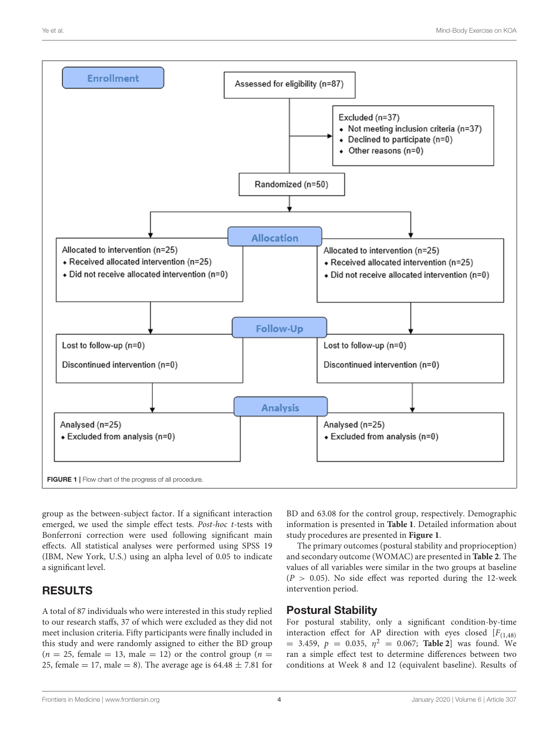**Enrollment**

Assessed for eligibility (n=87)

Excluded (n=37)
- Not meeting inclusion criteria (n=37)
- Declined to participate (n=0)
- Other reasons (n=0)

Randomized (n=50)

**Allocation**

Allocated to intervention (n=25)
- Received allocated intervention (n=25)
- Did not receive allocated intervention (n=0)

Allocated to intervention (n=25)
- Received allocated intervention (n=25)
- Did not receive allocated intervention (n=0)

**Follow-Up**

Lost to follow-up (n=0)

Discontinued intervention (n=0)

Lost to follow-up (n=0)

Discontinued intervention (n=0)

**Analysis**

Analysed (n=25)
- Excluded from analysis (n=0)

Analysed (n=25)
- Excluded from analysis (n=0)

**FIGURE 1** | Flow chart of the progress of all procedure.

group as the between-subject factor. If a significant interaction emerged, we used the simple effect tests. *Post-hoc t*-tests with Bonferroni correction were used following significant main effects. All statistical analyses were performed using SPSS 19 (IBM, New York, U.S.) using an alpha level of 0.05 to indicate a significant level.

## RESULTS

A total of 87 individuals who were interested in this study replied to our research staffs, 37 of which were excluded as they did not meet inclusion criteria. Fifty participants were finally included in this study and were randomly assigned to either the BD group ($n = 25$, female = 13, male = 12) or the control group ($n = 25$, female = 17, male = 8). The average age is $64.48 \pm 7.81$ for BD and 63.08 for the control group, respectively. Demographic information is presented in **Table 1**. Detailed information about study procedures are presented in **Figure 1**.

The primary outcomes (postural stability and proprioception) and secondary outcome (WOMAC) are presented in **Table 2**. The values of all variables were similar in the two groups at baseline ($P > 0.05$). No side effect was reported during the 12-week intervention period.

### Postural Stability

For postural stability, only a significant condition-by-time interaction effect for AP direction with eyes closed [$F_{(1,48)} = 3.459$, $p = 0.035$, $\eta^2 = 0.067$; **Table 2**] was found. We ran a simple effect test to determine differences between two conditions at Week 8 and 12 (equivalent baseline). Results of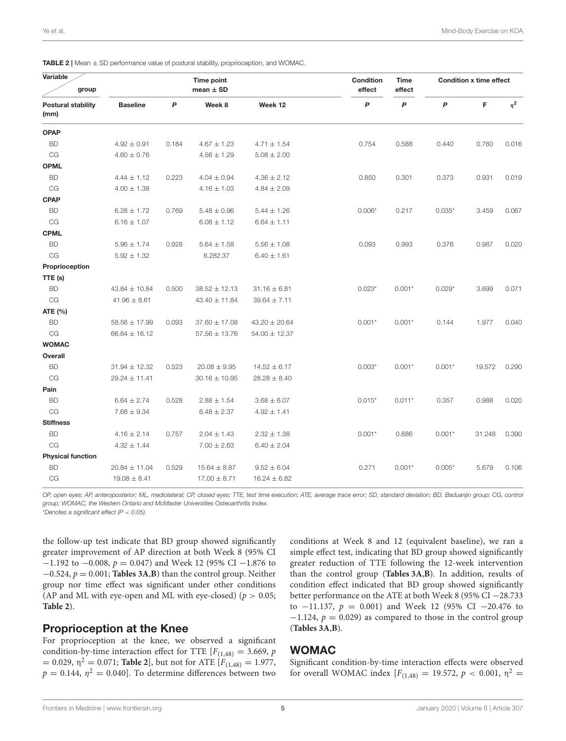**TABLE 2** | Mean ± SD performance value of postural stability, proprioception, and WOMAC.

| Variable / group | Time point mean ± SD | | | | Condition effect | Time effect | Condition x time effect | | |
|---|---|---|---|---|---|---|---|---|---|
| **Postural stability (mm)** | **Baseline** | ***P*** | **Week 8** | **Week 12** | ***P*** | ***P*** | ***P*** | **F** | **$\eta^2$** |
| **OPAP** | | | | | | | | | |
| BD | 4.92 ± 0.91 | 0.184 | 4.67 ± 1.23 | 4.71 ± 1.54 | 0.754 | 0.588 | 0.440 | 0.760 | 0.016 |
| CG | 4.60 ± 0.76 | | 4.56 ± 1.29 | 5.08 ± 2.00 | | | | | |
| **OPML** | | | | | | | | | |
| BD | 4.44 ± 1.12 | 0.223 | 4.04 ± 0.94 | 4.36 ± 2.12 | 0.850 | 0.301 | 0.373 | 0.931 | 0.019 |
| CG | 4.00 ± 1.38 | | 4.16 ± 1.03 | 4.84 ± 2.09 | | | | | |
| **CPAP** | | | | | | | | | |
| BD | 6.28 ± 1.72 | 0.769 | 5.48 ± 0.96 | 5.44 ± 1.26 | 0.006* | 0.217 | 0.035* | 3.459 | 0.067 |
| CG | 6.16 ± 1.07 | | 6.08 ± 1.12 | 6.64 ± 1.11 | | | | | |
| **CPML** | | | | | | | | | |
| BD | 5.96 ± 1.74 | 0.928 | 5.64 ± 1.58 | 5.56 ± 1.08 | 0.093 | 0.993 | 0.376 | 0.987 | 0.020 |
| CG | 5.92 ± 1.32 | | 6.282.37 | 6.40 ± 1.61 | | | | | |
| **Proprioception** | | | | | | | | | |
| **TTE (s)** | | | | | | | | | |
| BD | 43.84 ± 10.84 | 0.500 | 38.52 ± 12.13 | 31.16 ± 6.81 | 0.023* | 0.001* | 0.029* | 3.699 | 0.071 |
| CG | 41.96 ± 8.61 | | 43.40 ± 11.84 | 39.64 ± 7.11 | | | | | |
| **ATE (%)** | | | | | | | | | |
| BD | 58.56 ± 17.99 | 0.093 | 37.60 ± 17.08 | 43.20 ± 20.64 | 0.001* | 0.001* | 0.144 | 1.977 | 0.040 |
| CG | 66.84 ± 16.12 | | 57.56 ± 13.76 | 54.00 ± 12.37 | | | | | |
| **WOMAC** | | | | | | | | | |
| **Overall** | | | | | | | | | |
| BD | 31.94 ± 12.32 | 0.523 | 20.08 ± 9.95 | 14.52 ± 6.17 | 0.003* | 0.001* | 0.001* | 19.572 | 0.290 |
| CG | 29.24 ± 11.41 | | 30.16 ± 10.95 | 28.28 ± 8.40 | | | | | |
| **Pain** | | | | | | | | | |
| BD | 6.64 ± 2.74 | 0.528 | 2.88 ± 1.54 | 3.68 ± 6.07 | 0.015* | 0.011* | 0.357 | 0.988 | 0.020 |
| CG | 7.68 ± 9.34 | | 6.48 ± 2.37 | 4.92 ± 1.41 | | | | | |
| **Stiffness** | | | | | | | | | |
| BD | 4.16 ± 2.14 | 0.757 | 2.04 ± 1.43 | 2.32 ± 1.38 | 0.001* | 0.686 | 0.001* | 31.248 | 0.390 |
| CG | 4.32 ± 1.44 | | 7.00 ± 2.63 | 6.40 ± 2.04 | | | | | |
| **Physical function** | | | | | | | | | |
| BD | 20.84 ± 11.04 | 0.529 | 15.64 ± 8.87 | 9.52 ± 6.04 | 0.271 | 0.001* | 0.005* | 5.679 | 0.106 |
| CG | 19.08 ± 8.41 | | 17.00 ± 8.71 | 16.24 ± 6.82 | | | | | |

*OP, open eyes; AP, anteroposterior; ML, mediolateral; CP, closed eyes; TTE, test time execution; ATE, average trace error; SD, standard deviation; BD, Baduanjin group; CG, control group; WOMAC, the Western Ontario and McMaster Universities Osteoarthritis Index.*

*\*Denotes a significant effect ($P < 0.05$).*

the follow-up test indicate that BD group showed significantly greater improvement of AP direction at both Week 8 (95% CI −1.192 to −0.008, $p = 0.047$) and Week 12 (95% CI −1.876 to −0.524, $p = 0.001$; **Tables 3A,B**) than the control group. Neither group nor time effect was significant under other conditions (AP and ML with eye-open and ML with eye-closed) ($p > 0.05$; **Table 2**).

## Proprioception at the Knee

For proprioception at the knee, we observed a significant condition-by-time interaction effect for TTE [$F_{(1,48)} = 3.669$, $p = 0.029$, $\eta^2 = 0.071$; **Table 2**], but not for ATE [$F_{(1,48)} = 1.977$, $p = 0.144$, $\eta^2 = 0.040$]. To determine differences between two conditions at Week 8 and 12 (equivalent baseline), we ran a simple effect test, indicating that BD group showed significantly greater reduction of TTE following the 12-week intervention than the control group (**Tables 3A,B**). In addition, results of condition effect indicated that BD group showed significantly better performance on the ATE at both Week 8 (95% CI −28.733 to −11.137, $p = 0.001$) and Week 12 (95% CI −20.476 to −1.124, $p = 0.029$) as compared to those in the control group (**Tables 3A,B**).

## WOMAC

Significant condition-by-time interaction effects were observed for overall WOMAC index [$F_{(1,48)} = 19.572$, $p < 0.001$, $\eta^2 =$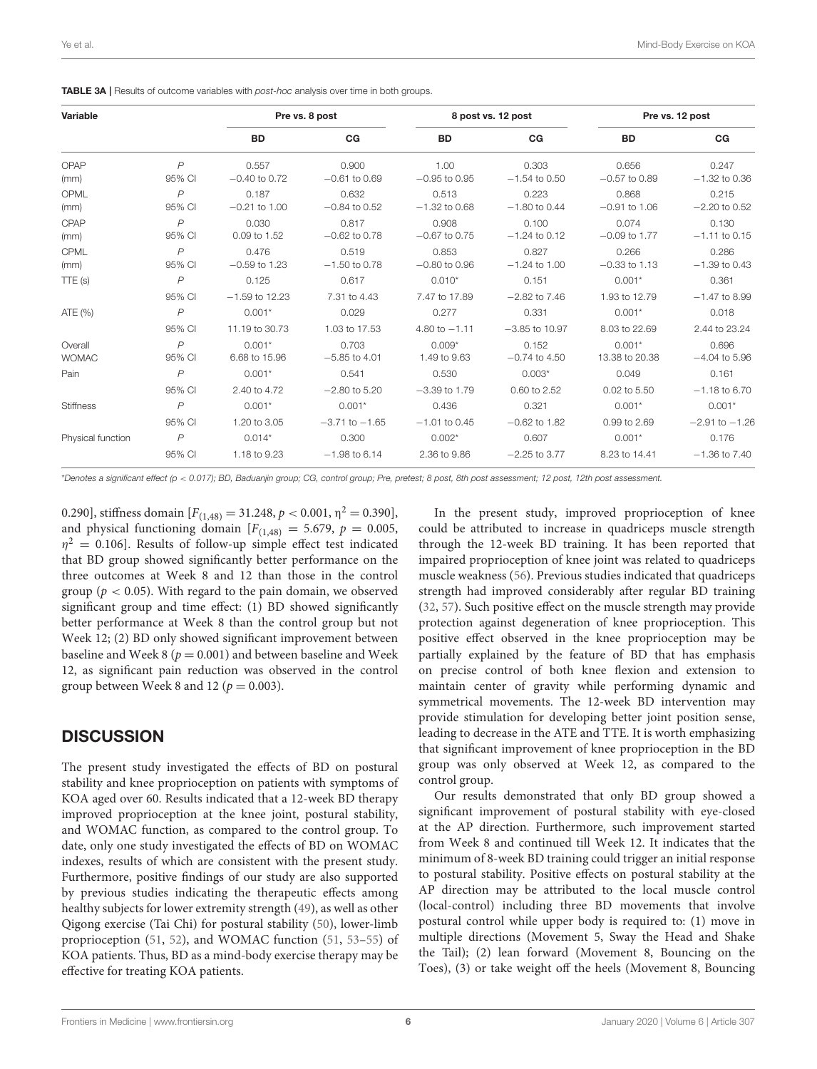**TABLE 3A** | Results of outcome variables with *post-hoc* analysis over time in both groups.

| Variable | | Pre vs. 8 post | | 8 post vs. 12 post | | Pre vs. 12 post | |
|---|---|---|---|---|---|---|---|
| | | **BD** | **CG** | **BD** | **CG** | **BD** | **CG** |
| OPAP (mm) | *P* | 0.557 | 0.900 | 1.00 | 0.303 | 0.656 | 0.247 |
| | 95% CI | −0.40 to 0.72 | −0.61 to 0.69 | −0.95 to 0.95 | −1.54 to 0.50 | −0.57 to 0.89 | −1.32 to 0.36 |
| OPML (mm) | *P* | 0.187 | 0.632 | 0.513 | 0.223 | 0.868 | 0.215 |
| | 95% CI | −0.21 to 1.00 | −0.84 to 0.52 | −1.32 to 0.68 | −1.80 to 0.44 | −0.91 to 1.06 | −2.20 to 0.52 |
| CPAP (mm) | *P* | 0.030 | 0.817 | 0.908 | 0.100 | 0.074 | 0.130 |
| | 95% CI | 0.09 to 1.52 | −0.62 to 0.78 | −0.67 to 0.75 | −1.24 to 0.12 | −0.09 to 1.77 | −1.11 to 0.15 |
| CPML (mm) | *P* | 0.476 | 0.519 | 0.853 | 0.827 | 0.266 | 0.286 |
| | 95% CI | −0.59 to 1.23 | −1.50 to 0.78 | −0.80 to 0.96 | −1.24 to 1.00 | −0.33 to 1.13 | −1.39 to 0.43 |
| TTE (s) | *P* | 0.125 | 0.617 | 0.010* | 0.151 | 0.001* | 0.361 |
| | 95% CI | −1.59 to 12.23 | 7.31 to 4.43 | 7.47 to 17.89 | −2.82 to 7.46 | 1.93 to 12.79 | −1.47 to 8.99 |
| ATE (%) | *P* | 0.001* | 0.029 | 0.277 | 0.331 | 0.001* | 0.018 |
| | 95% CI | 11.19 to 30.73 | 1.03 to 17.53 | 4.80 to −1.11 | −3.85 to 10.97 | 8.03 to 22.69 | 2.44 to 23.24 |
| Overall WOMAC | *P* | 0.001* | 0.703 | 0.009* | 0.152 | 0.001* | 0.696 |
| | 95% CI | 6.68 to 15.96 | −5.85 to 4.01 | 1.49 to 9.63 | −0.74 to 4.50 | 13.38 to 20.38 | −4.04 to 5.96 |
| Pain | *P* | 0.001* | 0.541 | 0.530 | 0.003* | 0.049 | 0.161 |
| | 95% CI | 2.40 to 4.72 | −2.80 to 5.20 | −3.39 to 1.79 | 0.60 to 2.52 | 0.02 to 5.50 | −1.18 to 6.70 |
| Stiffness | *P* | 0.001* | 0.001* | 0.436 | 0.321 | 0.001* | 0.001* |
| | 95% CI | 1.20 to 3.05 | −3.71 to −1.65 | −1.01 to 0.45 | −0.62 to 1.82 | 0.99 to 2.69 | −2.91 to −1.26 |
| Physical function | *P* | 0.014* | 0.300 | 0.002* | 0.607 | 0.001* | 0.176 |
| | 95% CI | 1.18 to 9.23 | −1.98 to 6.14 | 2.36 to 9.86 | −2.25 to 3.77 | 8.23 to 14.41 | −1.36 to 7.40 |

*Denotes a significant effect ($p < 0.017$); BD, Baduanjin group; CG, control group; Pre, pretest; 8 post, 8th post assessment; 12 post, 12th post assessment.

0.290], stiffness domain [$F_{(1,48)} = 31.248$, $p < 0.001$, $\eta^2 = 0.390$], and physical functioning domain [$F_{(1,48)} = 5.679$, $p = 0.005$, $\eta^2 = 0.106$]. Results of follow-up simple effect test indicated that BD group showed significantly better performance on the three outcomes at Week 8 and 12 than those in the control group ($p < 0.05$). With regard to the pain domain, we observed significant group and time effect: (1) BD showed significantly better performance at Week 8 than the control group but not Week 12; (2) BD only showed significant improvement between baseline and Week 8 ($p = 0.001$) and between baseline and Week 12, as significant pain reduction was observed in the control group between Week 8 and 12 ($p = 0.003$).

## DISCUSSION

The present study investigated the effects of BD on postural stability and knee proprioception on patients with symptoms of KOA aged over 60. Results indicated that a 12-week BD therapy improved proprioception at the knee joint, postural stability, and WOMAC function, as compared to the control group. To date, only one study investigated the effects of BD on WOMAC indexes, results of which are consistent with the present study. Furthermore, positive findings of our study are also supported by previous studies indicating the therapeutic effects among healthy subjects for lower extremity strength (49), as well as other Qigong exercise (Tai Chi) for postural stability (50), lower-limb proprioception (51, 52), and WOMAC function (51, 53–55) of KOA patients. Thus, BD as a mind-body exercise therapy may be effective for treating KOA patients.

In the present study, improved proprioception of knee could be attributed to increase in quadriceps muscle strength through the 12-week BD training. It has been reported that impaired proprioception of knee joint was related to quadriceps muscle weakness (56). Previous studies indicated that quadriceps strength had improved considerably after regular BD training (32, 57). Such positive effect on the muscle strength may provide protection against degeneration of knee proprioception. This positive effect observed in the knee proprioception may be partially explained by the feature of BD that has emphasis on precise control of both knee flexion and extension to maintain center of gravity while performing dynamic and symmetrical movements. The 12-week BD intervention may provide stimulation for developing better joint position sense, leading to decrease in the ATE and TTE. It is worth emphasizing that significant improvement of knee proprioception in the BD group was only observed at Week 12, as compared to the control group.

Our results demonstrated that only BD group showed a significant improvement of postural stability with eye-closed at the AP direction. Furthermore, such improvement started from Week 8 and continued till Week 12. It indicates that the minimum of 8-week BD training could trigger an initial response to postural stability. Positive effects on postural stability at the AP direction may be attributed to the local muscle control (local-control) including three BD movements that involve postural control while upper body is required to: (1) move in multiple directions (Movement 5, Sway the Head and Shake the Tail); (2) lean forward (Movement 8, Bouncing on the Toes), (3) or take weight off the heels (Movement 8, Bouncing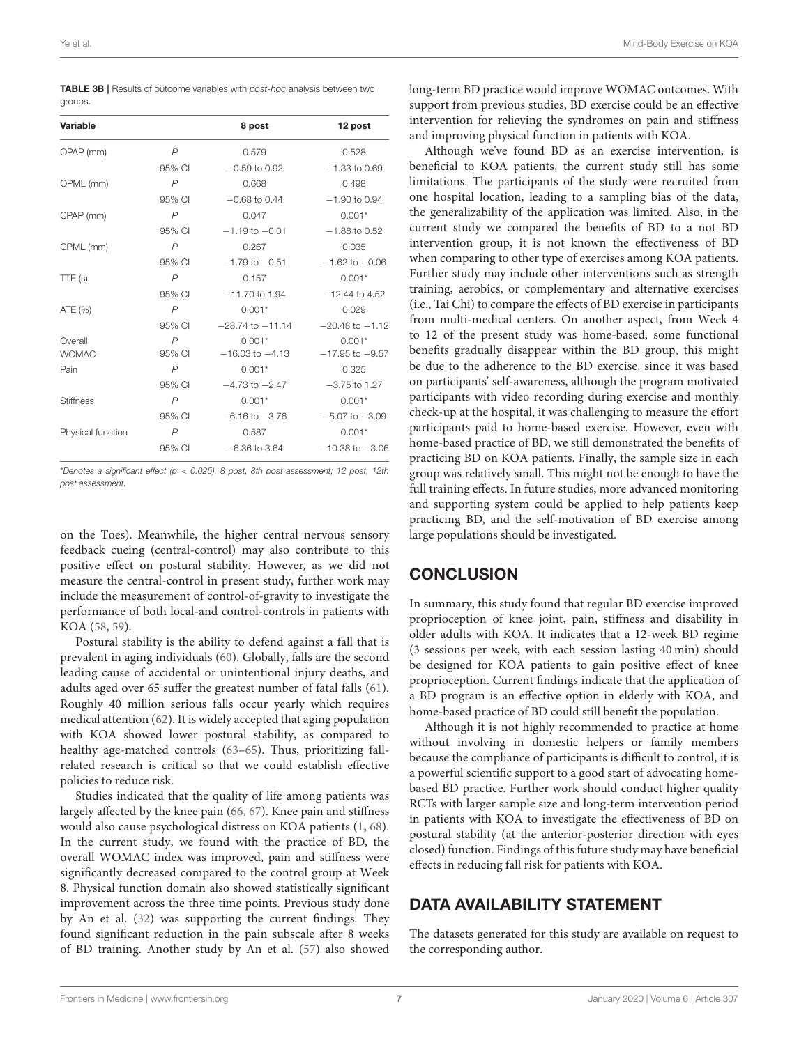**TABLE 3B |** Results of outcome variables with *post-hoc* analysis between two groups.

| Variable | | 8 post | 12 post |
|---|---|---|---|
| OPAP (mm) | *P* | 0.579 | 0.528 |
| | 95% CI | −0.59 to 0.92 | −1.33 to 0.69 |
| OPML (mm) | *P* | 0.668 | 0.498 |
| | 95% CI | −0.68 to 0.44 | −1.90 to 0.94 |
| CPAP (mm) | *P* | 0.047 | 0.001* |
| | 95% CI | −1.19 to −0.01 | −1.88 to 0.52 |
| CPML (mm) | *P* | 0.267 | 0.035 |
| | 95% CI | −1.79 to −0.51 | −1.62 to −0.06 |
| TTE (s) | *P* | 0.157 | 0.001* |
| | 95% CI | −11.70 to 1.94 | −12.44 to 4.52 |
| ATE (%) | *P* | 0.001* | 0.029 |
| | 95% CI | −28.74 to −11.14 | −20.48 to −1.12 |
| Overall WOMAC | *P* | 0.001* | 0.001* |
| | 95% CI | −16.03 to −4.13 | −17.95 to −9.57 |
| Pain | *P* | 0.001* | 0.325 |
| | 95% CI | −4.73 to −2.47 | −3.75 to 1.27 |
| Stiffness | *P* | 0.001* | 0.001* |
| | 95% CI | −6.16 to −3.76 | −5.07 to −3.09 |
| Physical function | *P* | 0.587 | 0.001* |
| | 95% CI | −6.36 to 3.64 | −10.38 to −3.06 |

*\*Denotes a significant effect ($p$ < 0.025). 8 post, 8th post assessment; 12 post, 12th post assessment.*

on the Toes). Meanwhile, the higher central nervous sensory feedback cueing (central-control) may also contribute to this positive effect on postural stability. However, as we did not measure the central-control in present study, further work may include the measurement of control-of-gravity to investigate the performance of both local-and control-controls in patients with KOA (58, 59).

Postural stability is the ability to defend against a fall that is prevalent in aging individuals (60). Globally, falls are the second leading cause of accidental or unintentional injury deaths, and adults aged over 65 suffer the greatest number of fatal falls (61). Roughly 40 million serious falls occur yearly which requires medical attention (62). It is widely accepted that aging population with KOA showed lower postural stability, as compared to healthy age-matched controls (63–65). Thus, prioritizing fall-related research is critical so that we could establish effective policies to reduce risk.

Studies indicated that the quality of life among patients was largely affected by the knee pain (66, 67). Knee pain and stiffness would also cause psychological distress on KOA patients (1, 68). In the current study, we found with the practice of BD, the overall WOMAC index was improved, pain and stiffness were significantly decreased compared to the control group at Week 8. Physical function domain also showed statistically significant improvement across the three time points. Previous study done by An et al. (32) was supporting the current findings. They found significant reduction in the pain subscale after 8 weeks of BD training. Another study by An et al. (57) also showed long-term BD practice would improve WOMAC outcomes. With support from previous studies, BD exercise could be an effective intervention for relieving the syndromes on pain and stiffness and improving physical function in patients with KOA.

Although we've found BD as an exercise intervention, is beneficial to KOA patients, the current study still has some limitations. The participants of the study were recruited from one hospital location, leading to a sampling bias of the data, the generalizability of the application was limited. Also, in the current study we compared the benefits of BD to a not BD intervention group, it is not known the effectiveness of BD when comparing to other type of exercises among KOA patients. Further study may include other interventions such as strength training, aerobics, or complementary and alternative exercises (i.e., Tai Chi) to compare the effects of BD exercise in participants from multi-medical centers. On another aspect, from Week 4 to 12 of the present study was home-based, some functional benefits gradually disappear within the BD group, this might be due to the adherence to the BD exercise, since it was based on participants' self-awareness, although the program motivated participants with video recording during exercise and monthly check-up at the hospital, it was challenging to measure the effort participants paid to home-based exercise. However, even with home-based practice of BD, we still demonstrated the benefits of practicing BD on KOA patients. Finally, the sample size in each group was relatively small. This might not be enough to have the full training effects. In future studies, more advanced monitoring and supporting system could be applied to help patients keep practicing BD, and the self-motivation of BD exercise among large populations should be investigated.

## CONCLUSION

In summary, this study found that regular BD exercise improved proprioception of knee joint, pain, stiffness and disability in older adults with KOA. It indicates that a 12-week BD regime (3 sessions per week, with each session lasting 40 min) should be designed for KOA patients to gain positive effect of knee proprioception. Current findings indicate that the application of a BD program is an effective option in elderly with KOA, and home-based practice of BD could still benefit the population.

Although it is not highly recommended to practice at home without involving in domestic helpers or family members because the compliance of participants is difficult to control, it is a powerful scientific support to a good start of advocating home-based BD practice. Further work should conduct higher quality RCTs with larger sample size and long-term intervention period in patients with KOA to investigate the effectiveness of BD on postural stability (at the anterior-posterior direction with eyes closed) function. Findings of this future study may have beneficial effects in reducing fall risk for patients with KOA.

## DATA AVAILABILITY STATEMENT

The datasets generated for this study are available on request to the corresponding author.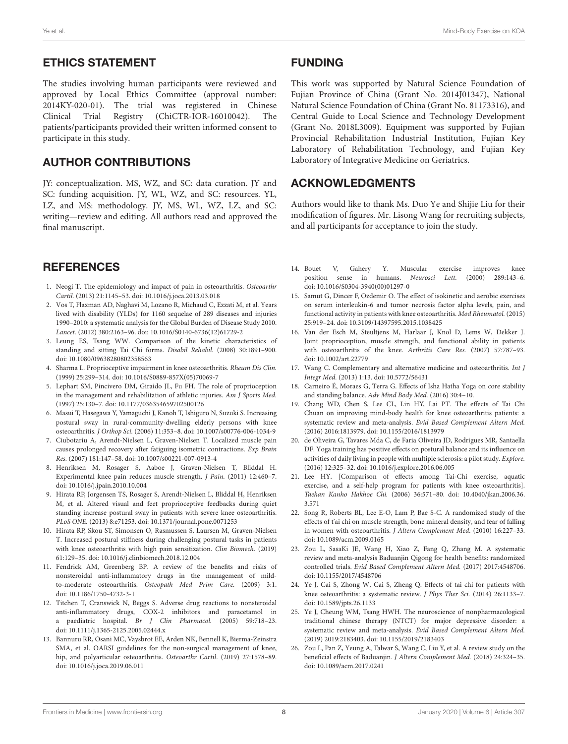## ETHICS STATEMENT

The studies involving human participants were reviewed and approved by Local Ethics Committee (approval number: 2014KY-020-01). The trial was registered in Chinese Clinical Trial Registry (ChiCTR-IOR-16010042). The patients/participants provided their written informed consent to participate in this study.

## AUTHOR CONTRIBUTIONS

JY: conceptualization. MS, WZ, and SC: data curation. JY and SC: funding acquisition. JY, WL, WZ, and SC: resources. YL, LZ, and MS: methodology. JY, MS, WL, WZ, LZ, and SC: writing—review and editing. All authors read and approved the final manuscript.

## FUNDING

This work was supported by Natural Science Foundation of Fujian Province of China (Grant No. 2014J01347), National Natural Science Foundation of China (Grant No. 81173316), and Central Guide to Local Science and Technology Development (Grant No. 2018L3009). Equipment was supported by Fujian Provincial Rehabilitation Industrial Institution, Fujian Key Laboratory of Rehabilitation Technology, and Fujian Key Laboratory of Integrative Medicine on Geriatrics.

## ACKNOWLEDGMENTS

Authors would like to thank Ms. Duo Ye and Shijie Liu for their modification of figures. Mr. Lisong Wang for recruiting subjects, and all participants for acceptance to join the study.

## REFERENCES

1. Neogi T. The epidemiology and impact of pain in osteoarthritis. *Osteoarthr Cartil.* (2013) 21:1145–53. doi: 10.1016/j.joca.2013.03.018
2. Vos T, Flaxman AD, Naghavi M, Lozano R, Michaud C, Ezzati M, et al. Years lived with disability (YLDs) for 1160 sequelae of 289 diseases and injuries 1990–2010: a systematic analysis for the Global Burden of Disease Study 2010. *Lancet.* (2012) 380:2163–96. doi: 10.1016/S0140-6736(12)61729-2
3. Leung ES, Tsang WW. Comparison of the kinetic characteristics of standing and sitting Tai Chi forms. *Disabil Rehabil.* (2008) 30:1891–900. doi: 10.1080/09638280802358563
4. Sharma L. Proprioceptive impairment in knee osteoarthritis. *Rheum Dis Clin.* (1999) 25:299–314. doi: 10.1016/S0889-857X(05)70069-7
5. Lephart SM, Pincivero DM, Giraido JL, Fu FH. The role of proprioception in the management and rehabilitation of athletic injuries. *Am J Sports Med.* (1997) 25:130–7. doi: 10.1177/036354659702500126
6. Masui T, Hasegawa Y, Yamaguchi J, Kanoh T, Ishiguro N, Suzuki S. Increasing postural sway in rural-community-dwelling elderly persons with knee osteoarthritis. *J Orthop Sci.* (2006) 11:353–8. doi: 10.1007/s00776-006-1034-9
7. Ciubotariu A, Arendt-Nielsen L, Graven-Nielsen T. Localized muscle pain causes prolonged recovery after fatiguing isometric contractions. *Exp Brain Res.* (2007) 181:147–58. doi: 10.1007/s00221-007-0913-4
8. Henriksen M, Rosager S, Aaboe J, Graven-Nielsen T, Bliddal H. Experimental knee pain reduces muscle strength. *J Pain.* (2011) 12:460–7. doi: 10.1016/j.jpain.2010.10.004
9. Hirata RP, Jorgensen TS, Rosager S, Arendt-Nielsen L, Bliddal H, Henriksen M, et al. Altered visual and feet proprioceptive feedbacks during quiet standing increase postural sway in patients with severe knee osteoarthritis. *PLoS ONE.* (2013) 8:e71253. doi: 10.1371/journal.pone.0071253
10. Hirata RP, Skou ST, Simonsen O, Rasmussen S, Laursen M, Graven-Nielsen T. Increased postural stiffness during challenging postural tasks in patients with knee osteoarthritis with high pain sensitization. *Clin Biomech.* (2019) 61:129–35. doi: 10.1016/j.clinbiomech.2018.12.004
11. Fendrick AM, Greenberg BP. A review of the benefits and risks of nonsteroidal anti-inflammatory drugs in the management of mild-to-moderate osteoarthritis. *Osteopath Med Prim Care.* (2009) 3:1. doi: 10.1186/1750-4732-3-1
12. Titchen T, Cranswick N, Beggs S. Adverse drug reactions to nonsteroidal anti-inflammatory drugs, COX-2 inhibitors and paracetamol in a paediatric hospital. *Br J Clin Pharmacol.* (2005) 59:718–23. doi: 10.1111/j.1365-2125.2005.02444.x
13. Bannuru RR, Osani MC, Vaysbrot EE, Arden NK, Bennell K, Bierma-Zeinstra SMA, et al. OARSI guidelines for the non-surgical management of knee, hip, and polyarticular osteoarthritis. *Osteoarthr Cartil.* (2019) 27:1578–89. doi: 10.1016/j.joca.2019.06.011
14. Bouet V, Gahery Y. Muscular exercise improves knee position sense in humans. *Neurosci Lett.* (2000) 289:143–6. doi: 10.1016/S0304-3940(00)01297-0
15. Samut G, Dincer F, Ozdemir O. The effect of isokinetic and aerobic exercises on serum interleukin-6 and tumor necrosis factor alpha levels, pain, and functional activity in patients with knee osteoarthritis. *Mod Rheumatol.* (2015) 25:919–24. doi: 10.3109/14397595.2015.1038425
16. Van der Esch M, Steultjens M, Harlaar J, Knol D, Lems W, Dekker J. Joint proprioception, muscle strength, and functional ability in patients with osteoarthritis of the knee. *Arthritis Care Res.* (2007) 57:787–93. doi: 10.1002/art.22779
17. Wang C. Complementary and alternative medicine and osteoarthritis. *Int J Integr Med.* (2013) 1:13. doi: 10.5772/56431
18. Carneiro É, Moraes G, Terra G. Effects of Isha Hatha Yoga on core stability and standing balance. *Adv Mind Body Med.* (2016) 30:4–10.
19. Chang WD, Chen S, Lee CL, Lin HY, Lai PT. The effects of Tai Chi Chuan on improving mind-body health for knee osteoarthritis patients: a systematic review and meta-analysis. *Evid Based Complement Altern Med.* (2016) 2016:1813979. doi: 10.1155/2016/1813979
20. de Oliveira G, Tavares Mda C, de Faria Oliveira JD, Rodrigues MR, Santaella DF. Yoga training has positive effects on postural balance and its influence on activities of daily living in people with multiple sclerosis: a pilot study. *Explore.* (2016) 12:325–32. doi: 10.1016/j.explore.2016.06.005
21. Lee HY. [Comparison of effects among Tai-Chi exercise, aquatic exercise, and a self-help program for patients with knee osteoarthritis]. *Taehan Kanho Hakhoe Chi.* (2006) 36:571–80. doi: 10.4040/jkan.2006.36.3.571
22. Song R, Roberts BL, Lee E-O, Lam P, Bae S-C. A randomized study of the effects of t'ai chi on muscle strength, bone mineral density, and fear of falling in women with osteoarthritis. *J Altern Complement Med.* (2010) 16:227–33. doi: 10.1089/acm.2009.0165
23. Zou L, SasaKi JE, Wang H, Xiao Z, Fang Q, Zhang M. A systematic review and meta-analysis Baduanjin Qigong for health benefits: randomized controlled trials. *Evid Based Complement Altern Med.* (2017) 2017:4548706. doi: 10.1155/2017/4548706
24. Ye J, Cai S, Zhong W, Cai S, Zheng Q. Effects of tai chi for patients with knee osteoarthritis: a systematic review. *J Phys Ther Sci.* (2014) 26:1133–7. doi: 10.1589/jpts.26.1133
25. Ye J, Cheung WM, Tsang HWH. The neuroscience of nonpharmacological traditional chinese therapy (NTCT) for major depressive disorder: a systematic review and meta-analysis. *Evid Based Complement Altern Med.* (2019) 2019:2183403. doi: 10.1155/2019/2183403
26. Zou L, Pan Z, Yeung A, Talwar S, Wang C, Liu Y, et al. A review study on the beneficial effects of Baduanjin. *J Altern Complement Med.* (2018) 24:324–35. doi: 10.1089/acm.2017.0241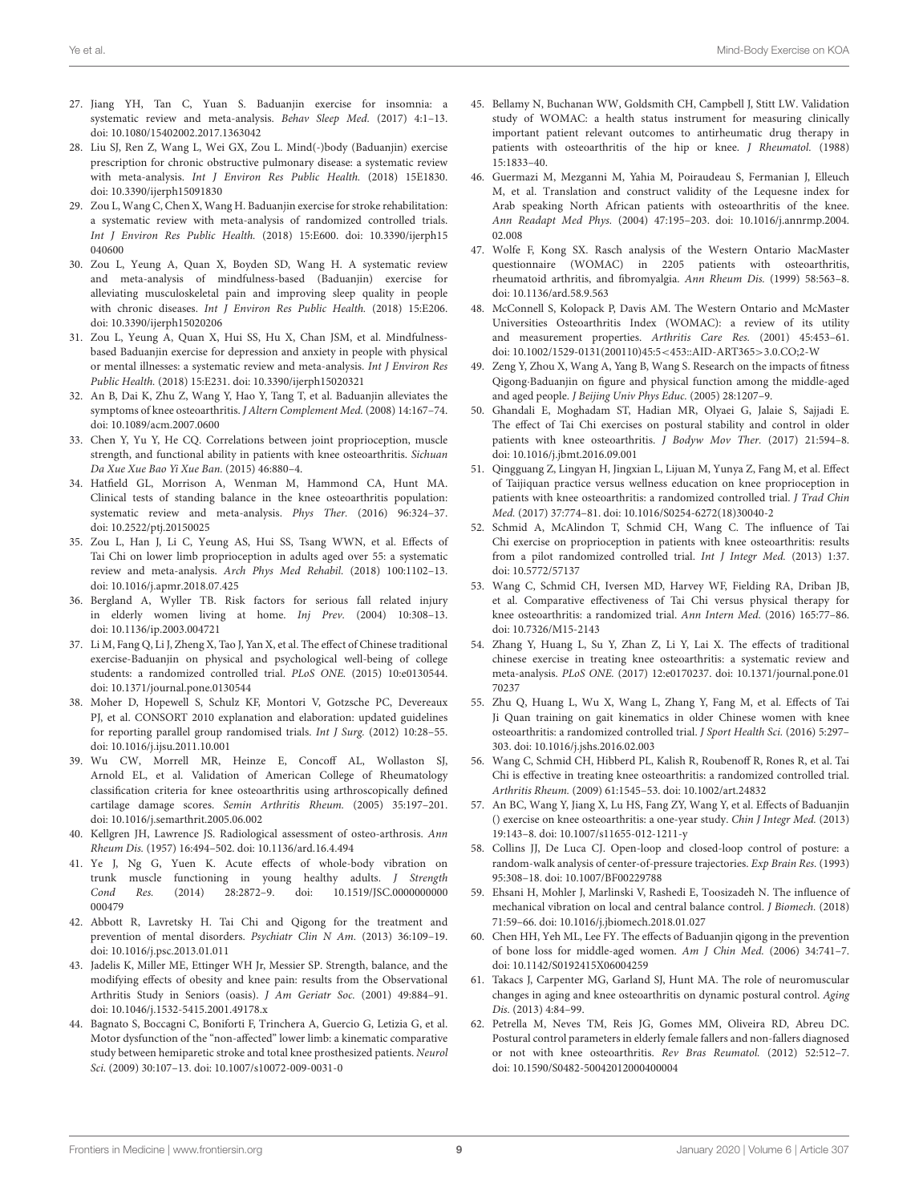27. Jiang YH, Tan C, Yuan S. Baduanjin exercise for insomnia: a systematic review and meta-analysis. *Behav Sleep Med.* (2017) 4:1–13. doi: 10.1080/15402002.2017.1363042

28. Liu SJ, Ren Z, Wang L, Wei GX, Zou L. Mind(-)body (Baduanjin) exercise prescription for chronic obstructive pulmonary disease: a systematic review with meta-analysis. *Int J Environ Res Public Health.* (2018) 15E1830. doi: 10.3390/ijerph15091830

29. Zou L, Wang C, Chen X, Wang H. Baduanjin exercise for stroke rehabilitation: a systematic review with meta-analysis of randomized controlled trials. *Int J Environ Res Public Health.* (2018) 15:E600. doi: 10.3390/ijerph15040600

30. Zou L, Yeung A, Quan X, Boyden SD, Wang H. A systematic review and meta-analysis of mindfulness-based (Baduanjin) exercise for alleviating musculoskeletal pain and improving sleep quality in people with chronic diseases. *Int J Environ Res Public Health.* (2018) 15:E206. doi: 10.3390/ijerph15020206

31. Zou L, Yeung A, Quan X, Hui SS, Hu X, Chan JSM, et al. Mindfulness-based Baduanjin exercise for depression and anxiety in people with physical or mental illnesses: a systematic review and meta-analysis. *Int J Environ Res Public Health.* (2018) 15:E231. doi: 10.3390/ijerph15020321

32. An B, Dai K, Zhu Z, Wang Y, Hao Y, Tang T, et al. Baduanjin alleviates the symptoms of knee osteoarthritis. *J Altern Complement Med.* (2008) 14:167–74. doi: 10.1089/acm.2007.0600

33. Chen Y, Yu Y, He CQ. Correlations between joint proprioception, muscle strength, and functional ability in patients with knee osteoarthritis. *Sichuan Da Xue Xue Bao Yi Xue Ban.* (2015) 46:880–4.

34. Hatfield GL, Morrison A, Wenman M, Hammond CA, Hunt MA. Clinical tests of standing balance in the knee osteoarthritis population: systematic review and meta-analysis. *Phys Ther.* (2016) 96:324–37. doi: 10.2522/ptj.20150025

35. Zou L, Han J, Li C, Yeung AS, Hui SS, Tsang WWN, et al. Effects of Tai Chi on lower limb proprioception in adults aged over 55: a systematic review and meta-analysis. *Arch Phys Med Rehabil.* (2018) 100:1102–13. doi: 10.1016/j.apmr.2018.07.425

36. Bergland A, Wyller TB. Risk factors for serious fall related injury in elderly women living at home. *Inj Prev.* (2004) 10:308–13. doi: 10.1136/ip.2003.004721

37. Li M, Fang Q, Li J, Zheng X, Tao J, Yan X, et al. The effect of Chinese traditional exercise-Baduanjin on physical and psychological well-being of college students: a randomized controlled trial. *PLoS ONE.* (2015) 10:e0130544. doi: 10.1371/journal.pone.0130544

38. Moher D, Hopewell S, Schulz KF, Montori V, Gotzsche PC, Devereaux PJ, et al. CONSORT 2010 explanation and elaboration: updated guidelines for reporting parallel group randomised trials. *Int J Surg.* (2012) 10:28–55. doi: 10.1016/j.ijsu.2011.10.001

39. Wu CW, Morrell MR, Heinze E, Concoff AL, Wollaston SJ, Arnold EL, et al. Validation of American College of Rheumatology classification criteria for knee osteoarthritis using arthroscopically defined cartilage damage scores. *Semin Arthritis Rheum.* (2005) 35:197–201. doi: 10.1016/j.semarthrit.2005.06.002

40. Kellgren JH, Lawrence JS. Radiological assessment of osteo-arthrosis. *Ann Rheum Dis.* (1957) 16:494–502. doi: 10.1136/ard.16.4.494

41. Ye J, Ng G, Yuen K. Acute effects of whole-body vibration on trunk muscle functioning in young healthy adults. *J Strength Cond Res.* (2014) 28:2872–9. doi: 10.1519/JSC.0000000000000479

42. Abbott R, Lavretsky H. Tai Chi and Qigong for the treatment and prevention of mental disorders. *Psychiatr Clin N Am.* (2013) 36:109–19. doi: 10.1016/j.psc.2013.01.011

43. Jadelis K, Miller ME, Ettinger WH Jr, Messier SP. Strength, balance, and the modifying effects of obesity and knee pain: results from the Observational Arthritis Study in Seniors (oasis). *J Am Geriatr Soc.* (2001) 49:884–91. doi: 10.1046/j.1532-5415.2001.49178.x

44. Bagnato S, Boccagni C, Boniforti F, Trinchera A, Guercio G, Letizia G, et al. Motor dysfunction of the "non-affected" lower limb: a kinematic comparative study between hemiparetic stroke and total knee prosthesized patients. *Neurol Sci.* (2009) 30:107–13. doi: 10.1007/s10072-009-0031-0

45. Bellamy N, Buchanan WW, Goldsmith CH, Campbell J, Stitt LW. Validation study of WOMAC: a health status instrument for measuring clinically important patient relevant outcomes to antirheumatic drug therapy in patients with osteoarthritis of the hip or knee. *J Rheumatol.* (1988) 15:1833–40.

46. Guermazi M, Mezganni M, Yahia M, Poiraudeau S, Fermanian J, Elleuch M, et al. Translation and construct validity of the Lequesne index for Arab speaking North African patients with osteoarthritis of the knee. *Ann Readapt Med Phys.* (2004) 47:195–203. doi: 10.1016/j.annrmp.2004.02.008

47. Wolfe F, Kong SX. Rasch analysis of the Western Ontario MacMaster questionnaire (WOMAC) in 2205 patients with osteoarthritis, rheumatoid arthritis, and fibromyalgia. *Ann Rheum Dis.* (1999) 58:563–8. doi: 10.1136/ard.58.9.563

48. McConnell S, Kolopack P, Davis AM. The Western Ontario and McMaster Universities Osteoarthritis Index (WOMAC): a review of its utility and measurement properties. *Arthritis Care Res.* (2001) 45:453–61. doi: 10.1002/1529-0131(200110)45:5<453::AID-ART365>3.0.CO;2-W

49. Zeng Y, Zhou X, Wang A, Yang B, Wang S. Research on the impacts of fitness Qigong-Baduanjin on figure and physical function among the middle-aged and aged people. *J Beijing Univ Phys Educ.* (2005) 28:1207–9.

50. Ghandali E, Moghadam ST, Hadian MR, Olyaei G, Jalaie S, Sajjadi E. The effect of Tai Chi exercises on postural stability and control in older patients with knee osteoarthritis. *J Bodyw Mov Ther.* (2017) 21:594–8. doi: 10.1016/j.jbmt.2016.09.001

51. Qingguang Z, Lingyan H, Jingxian L, Lijuan M, Yunya Z, Fang M, et al. Effect of Taijiquan practice versus wellness education on knee proprioception in patients with knee osteoarthritis: a randomized controlled trial. *J Trad Chin Med.* (2017) 37:774–81. doi: 10.1016/S0254-6272(18)30040-2

52. Schmid A, McAlindon T, Schmid CH, Wang C. The influence of Tai Chi exercise on proprioception in patients with knee osteoarthritis: results from a pilot randomized controlled trial. *Int J Integr Med.* (2013) 1:37. doi: 10.5772/57137

53. Wang C, Schmid CH, Iversen MD, Harvey WF, Fielding RA, Driban JB, et al. Comparative effectiveness of Tai Chi versus physical therapy for knee osteoarthritis: a randomized trial. *Ann Intern Med.* (2016) 165:77–86. doi: 10.7326/M15-2143

54. Zhang Y, Huang L, Su Y, Zhan Z, Li Y, Lai X. The effects of traditional chinese exercise in treating knee osteoarthritis: a systematic review and meta-analysis. *PLoS ONE.* (2017) 12:e0170237. doi: 10.1371/journal.pone.0170237

55. Zhu Q, Huang L, Wu X, Wang L, Zhang Y, Fang M, et al. Effects of Tai Ji Quan training on gait kinematics in older Chinese women with knee osteoarthritis: a randomized controlled trial. *J Sport Health Sci.* (2016) 5:297–303. doi: 10.1016/j.jshs.2016.02.003

56. Wang C, Schmid CH, Hibberd PL, Kalish R, Roubenoff R, Rones R, et al. Tai Chi is effective in treating knee osteoarthritis: a randomized controlled trial. *Arthritis Rheum.* (2009) 61:1545–53. doi: 10.1002/art.24832

57. An BC, Wang Y, Jiang X, Lu HS, Fang ZY, Wang Y, et al. Effects of Baduanjin () exercise on knee osteoarthritis: a one-year study. *Chin J Integr Med.* (2013) 19:143–8. doi: 10.1007/s11655-012-1211-y

58. Collins JJ, De Luca CJ. Open-loop and closed-loop control of posture: a random-walk analysis of center-of-pressure trajectories. *Exp Brain Res.* (1993) 95:308–18. doi: 10.1007/BF00229788

59. Ehsani H, Mohler J, Marlinski V, Rashedi E, Toosizadeh N. The influence of mechanical vibration on local and central balance control. *J Biomech.* (2018) 71:59–66. doi: 10.1016/j.jbiomech.2018.01.027

60. Chen HH, Yeh ML, Lee FY. The effects of Baduanjin qigong in the prevention of bone loss for middle-aged women. *Am J Chin Med.* (2006) 34:741–7. doi: 10.1142/S0192415X06004259

61. Takacs J, Carpenter MG, Garland SJ, Hunt MA. The role of neuromuscular changes in aging and knee osteoarthritis on dynamic postural control. *Aging Dis.* (2013) 4:84–99.

62. Petrella M, Neves TM, Reis JG, Gomes MM, Oliveira RD, Abreu DC. Postural control parameters in elderly female fallers and non-fallers diagnosed or not with knee osteoarthritis. *Rev Bras Reumatol.* (2012) 52:512–7. doi: 10.1590/S0482-50042012000400004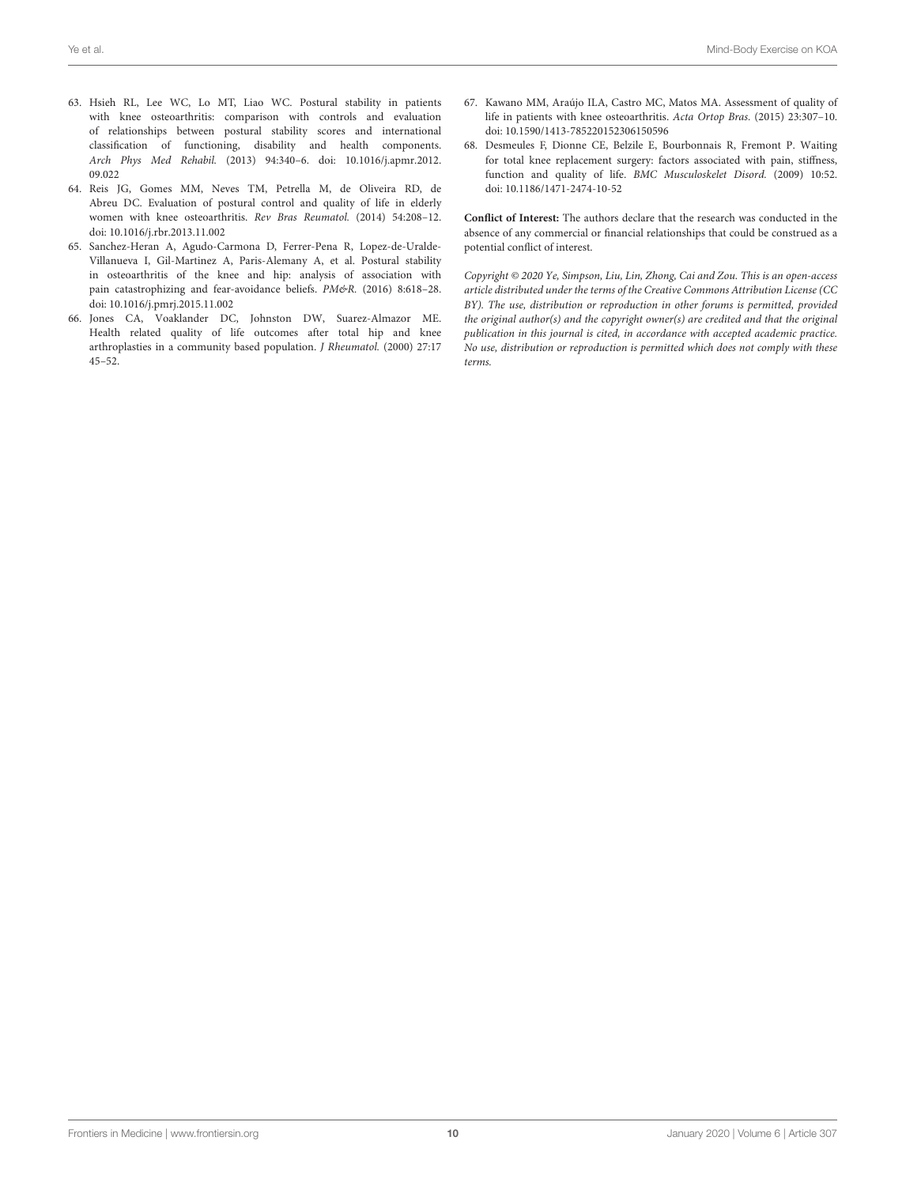63. Hsieh RL, Lee WC, Lo MT, Liao WC. Postural stability in patients with knee osteoarthritis: comparison with controls and evaluation of relationships between postural stability scores and international classification of functioning, disability and health components. *Arch Phys Med Rehabil.* (2013) 94:340–6. doi: 10.1016/j.apmr.2012.09.022
64. Reis JG, Gomes MM, Neves TM, Petrella M, de Oliveira RD, de Abreu DC. Evaluation of postural control and quality of life in elderly women with knee osteoarthritis. *Rev Bras Reumatol.* (2014) 54:208–12. doi: 10.1016/j.rbr.2013.11.002
65. Sanchez-Heran A, Agudo-Carmona D, Ferrer-Pena R, Lopez-de-Uralde-Villanueva I, Gil-Martinez A, Paris-Alemany A, et al. Postural stability in osteoarthritis of the knee and hip: analysis of association with pain catastrophizing and fear-avoidance beliefs. *PM&R.* (2016) 8:618–28. doi: 10.1016/j.pmrj.2015.11.002
66. Jones CA, Voaklander DC, Johnston DW, Suarez-Almazor ME. Health related quality of life outcomes after total hip and knee arthroplasties in a community based population. *J Rheumatol.* (2000) 27:1745–52.
67. Kawano MM, Araújo ILA, Castro MC, Matos MA. Assessment of quality of life in patients with knee osteoarthritis. *Acta Ortop Bras.* (2015) 23:307–10. doi: 10.1590/1413-785220152306150596
68. Desmeules F, Dionne CE, Belzile E, Bourbonnais R, Fremont P. Waiting for total knee replacement surgery: factors associated with pain, stiffness, function and quality of life. *BMC Musculoskelet Disord.* (2009) 10:52. doi: 10.1186/1471-2474-10-52

**Conflict of Interest:** The authors declare that the research was conducted in the absence of any commercial or financial relationships that could be construed as a potential conflict of interest.

*Copyright © 2020 Ye, Simpson, Liu, Lin, Zhong, Cai and Zou. This is an open-access article distributed under the terms of the Creative Commons Attribution License (CC BY). The use, distribution or reproduction in other forums is permitted, provided the original author(s) and the copyright owner(s) are credited and that the original publication in this journal is cited, in accordance with accepted academic practice. No use, distribution or reproduction is permitted which does not comply with these terms.*